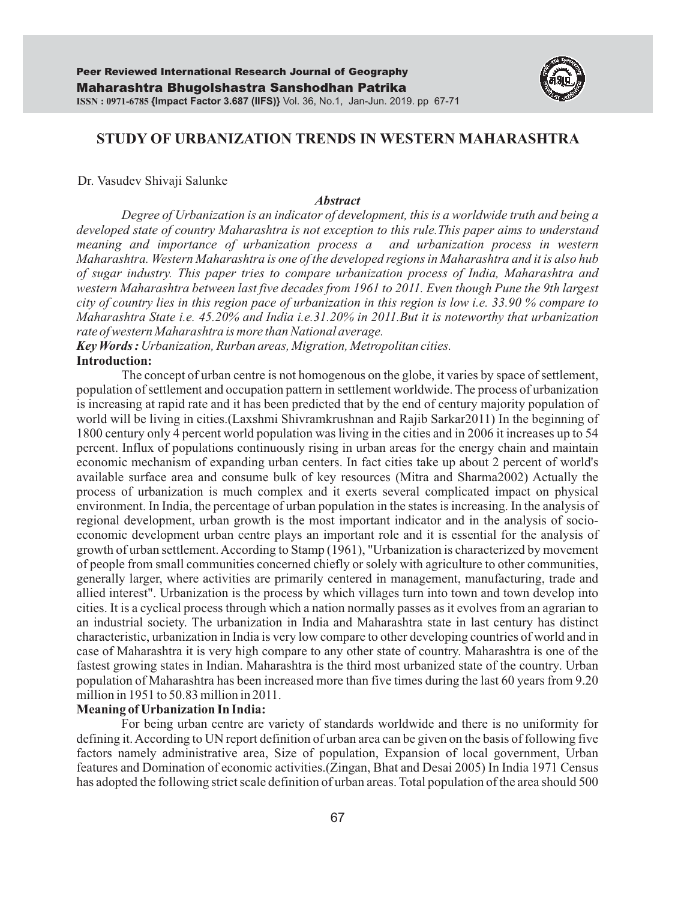# STUDY OF URBANIZATION TRENDS IN WESTERN MAHARASHTRA

Dr. Vasudev Shivaji Salunke

### *Abstract*

*Degree of Urbanization is an indicator of development, this is a worldwide truth and being a developed state of country Maharashtra is not exception to this rule.This paper aims to understand meaning and importance of urbanization process a and urbanization process in western Maharashtra. Western Maharashtra is one of the developed regions in Maharashtra and it is also hub of sugar industry. This paper tries to compare urbanization process of India, Maharashtra and western Maharashtra between last five decades from 1961 to 2011. Even though Pune the 9th largest city of country lies in this region pace of urbanization in this region is low i.e. 33.90 % compare to Maharashtra State i.e. 45.20% and India i.e.31.20% in 2011.But it is noteworthy that urbanization rate of western Maharashtra is more than National average.*

***Key Words :*** *Urbanization, Rurban areas, Migration, Metropolitan cities.*

**Introduction:**

The concept of urban centre is not homogenous on the globe, it varies by space of settlement, population of settlement and occupation pattern in settlement worldwide. The process of urbanization is increasing at rapid rate and it has been predicted that by the end of century majority population of world will be living in cities.(Laxshmi Shivramkrushnan and Rajib Sarkar2011) In the beginning of 1800 century only 4 percent world population was living in the cities and in 2006 it increases up to 54 percent. Influx of populations continuously rising in urban areas for the energy chain and maintain economic mechanism of expanding urban centers. In fact cities take up about 2 percent of world's available surface area and consume bulk of key resources (Mitra and Sharma2002) Actually the process of urbanization is much complex and it exerts several complicated impact on physical environment. In India, the percentage of urban population in the states is increasing. In the analysis of regional development, urban growth is the most important indicator and in the analysis of socio-economic development urban centre plays an important role and it is essential for the analysis of growth of urban settlement. According to Stamp (1961), "Urbanization is characterized by movement of people from small communities concerned chiefly or solely with agriculture to other communities, generally larger, where activities are primarily centered in management, manufacturing, trade and allied interest". Urbanization is the process by which villages turn into town and town develop into cities. It is a cyclical process through which a nation normally passes as it evolves from an agrarian to an industrial society. The urbanization in India and Maharashtra state in last century has distinct characteristic, urbanization in India is very low compare to other developing countries of world and in case of Maharashtra it is very high compare to any other state of country. Maharashtra is one of the fastest growing states in Indian. Maharashtra is the third most urbanized state of the country. Urban population of Maharashtra has been increased more than five times during the last 60 years from 9.20 million in 1951 to 50.83 million in 2011.

**Meaning of Urbanization In India:**

For being urban centre are variety of standards worldwide and there is no uniformity for defining it. According to UN report definition of urban area can be given on the basis of following five factors namely administrative area, Size of population, Expansion of local government, Urban features and Domination of economic activities.(Zingan, Bhat and Desai 2005) In India 1971 Census has adopted the following strict scale definition of urban areas. Total population of the area should 500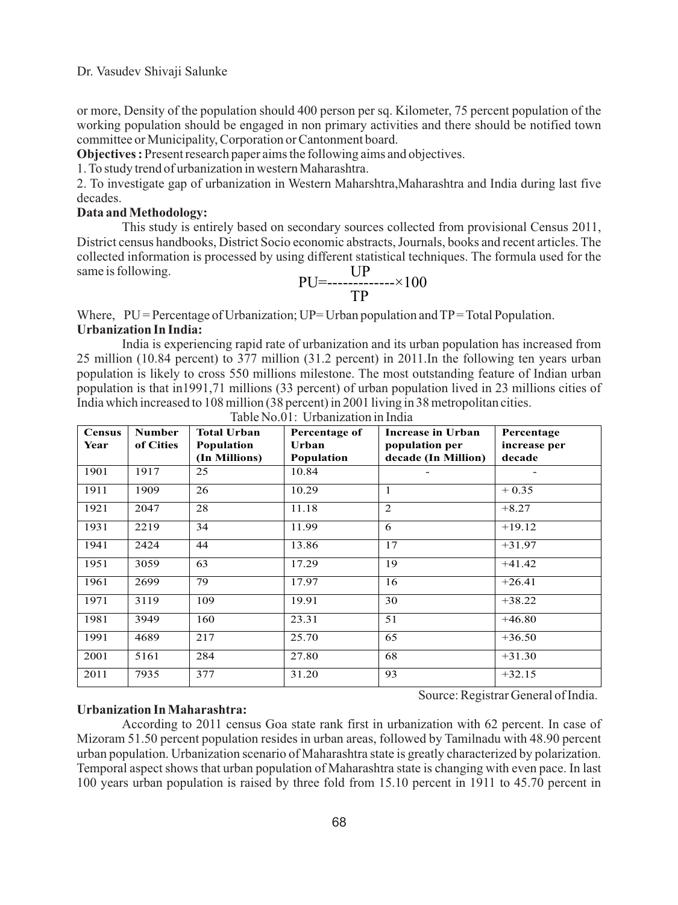or more, Density of the population should 400 person per sq. Kilometer, 75 percent population of the working population should be engaged in non primary activities and there should be notified town committee or Municipality, Corporation or Cantonment board.

**Objectives :** Present research paper aims the following aims and objectives.

1. To study trend of urbanization in western Maharashtra.
2. To investigate gap of urbanization in Western Maharshtra,Maharashtra and India during last five decades.

**Data and Methodology:**

This study is entirely based on secondary sources collected from provisional Census 2011, District census handbooks, District Socio economic abstracts, Journals, books and recent articles. The collected information is processed by using different statistical techniques. The formula used for the same is following.

$$PU = \frac{UP}{TP} \times 100$$

Where, PU = Percentage of Urbanization; UP= Urban population and TP = Total Population.

**Urbanization In India:**

India is experiencing rapid rate of urbanization and its urban population has increased from 25 million (10.84 percent) to 377 million (31.2 percent) in 2011.In the following ten years urban population is likely to cross 550 millions milestone. The most outstanding feature of Indian urban population is that in1991,71 millions (33 percent) of urban population lived in 23 millions cities of India which increased to 108 million (38 percent) in 2001 living in 38 metropolitan cities.

Table No.01: Urbanization in India

| Census Year | Number of Cities | Total Urban Population (In Millions) | Percentage of Urban Population | Increase in Urban population per decade (In Million) | Percentage increase per decade |
|---|---|---|---|---|---|
| 1901 | 1917 | 25 | 10.84 | - | - |
| 1911 | 1909 | 26 | 10.29 | 1 | + 0.35 |
| 1921 | 2047 | 28 | 11.18 | 2 | +8.27 |
| 1931 | 2219 | 34 | 11.99 | 6 | +19.12 |
| 1941 | 2424 | 44 | 13.86 | 17 | +31.97 |
| 1951 | 3059 | 63 | 17.29 | 19 | +41.42 |
| 1961 | 2699 | 79 | 17.97 | 16 | +26.41 |
| 1971 | 3119 | 109 | 19.91 | 30 | +38.22 |
| 1981 | 3949 | 160 | 23.31 | 51 | +46.80 |
| 1991 | 4689 | 217 | 25.70 | 65 | +36.50 |
| 2001 | 5161 | 284 | 27.80 | 68 | +31.30 |
| 2011 | 7935 | 377 | 31.20 | 93 | +32.15 |

Source: Registrar General of India.

**Urbanization In Maharashtra:**

According to 2011 census Goa state rank first in urbanization with 62 percent. In case of Mizoram 51.50 percent population resides in urban areas, followed by Tamilnadu with 48.90 percent urban population. Urbanization scenario of Maharashtra state is greatly characterized by polarization. Temporal aspect shows that urban population of Maharashtra state is changing with even pace. In last 100 years urban population is raised by three fold from 15.10 percent in 1911 to 45.70 percent in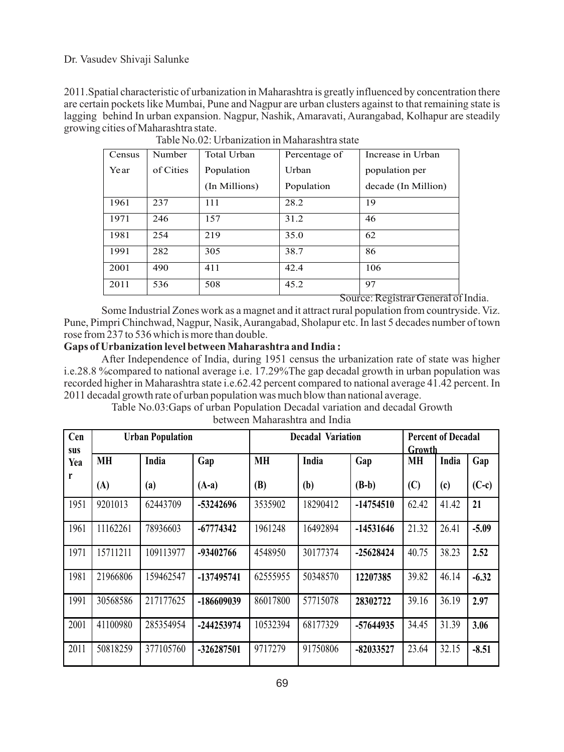2011.Spatial characteristic of urbanization in Maharashtra is greatly influenced by concentration there are certain pockets like Mumbai, Pune and Nagpur are urban clusters against to that remaining state is lagging behind In urban expansion. Nagpur, Nashik, Amaravati, Aurangabad, Kolhapur are steadily growing cities of Maharashtra state.

Table No.02: Urbanization in Maharashtra state

| Census Year | Number of Cities | Total Urban Population (In Millions) | Percentage of Urban Population | Increase in Urban population per decade (In Million) |
|---|---|---|---|---|
| 1961 | 237 | 111 | 28.2 | 19 |
| 1971 | 246 | 157 | 31.2 | 46 |
| 1981 | 254 | 219 | 35.0 | 62 |
| 1991 | 282 | 305 | 38.7 | 86 |
| 2001 | 490 | 411 | 42.4 | 106 |
| 2011 | 536 | 508 | 45.2 | 97 |

Source: Registrar General of India.

Some Industrial Zones work as a magnet and it attract rural population from countryside. Viz. Pune, Pimpri Chinchwad, Nagpur, Nasik, Aurangabad, Sholapur etc. In last 5 decades number of town rose from 237 to 536 which is more than double.

**Gaps of Urbanization level between Maharashtra and India :**

After Independence of India, during 1951 census the urbanization rate of state was higher i.e.28.8 %compared to national average i.e. 17.29%The gap decadal growth in urban population was recorded higher in Maharashtra state i.e.62.42 percent compared to national average 41.42 percent. In 2011 decadal growth rate of urban population was much blow than national average.

Table No.03:Gaps of urban Population Decadal variation and decadal Growth between Maharashtra and India

| Census Year | **Urban Population** | | | **Decadal Variation** | | | **Percent of Decadal Growth** | | |
|---|---|---|---|---|---|---|---|---|---|
| | **MH (A)** | **India (a)** | **Gap (A-a)** | **MH (B)** | **India (b)** | **Gap (B-b)** | **MH (C)** | **India (c)** | **Gap (C-c)** |
| 1951 | 9201013 | 62443709 | **-53242696** | 3535902 | 18290412 | **-14754510** | 62.42 | 41.42 | **21** |
| 1961 | 11162261 | 78936603 | **-67774342** | 1961248 | 16492894 | **-14531646** | 21.32 | 26.41 | **-5.09** |
| 1971 | 15711211 | 109113977 | **-93402766** | 4548950 | 30177374 | **-25628424** | 40.75 | 38.23 | **2.52** |
| 1981 | 21966806 | 159462547 | **-137495741** | 62555955 | 50348570 | **12207385** | 39.82 | 46.14 | **-6.32** |
| 1991 | 30568586 | 217177625 | **-186609039** | 86017800 | 57715078 | **28302722** | 39.16 | 36.19 | **2.97** |
| 2001 | 41100980 | 285354954 | **-244253974** | 10532394 | 68177329 | **-57644935** | 34.45 | 31.39 | **3.06** |
| 2011 | 50818259 | 377105760 | **-326287501** | 9717279 | 91750806 | **-82033527** | 23.64 | 32.15 | **-8.51** |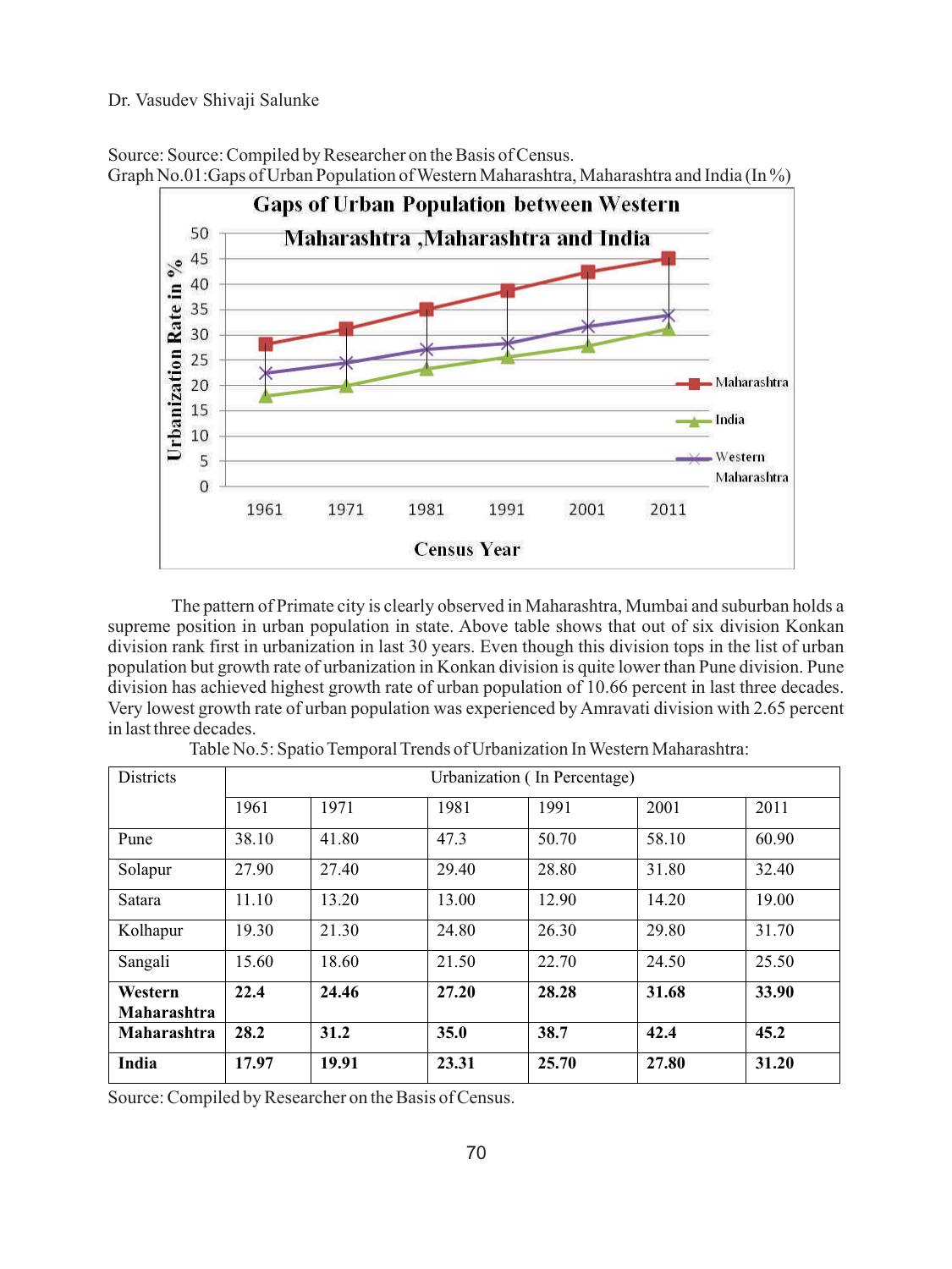Source: Source: Compiled by Researcher on the Basis of Census.

Graph No.01:Gaps of Urban Population of Western Maharashtra, Maharashtra and India (In %)

The pattern of Primate city is clearly observed in Maharashtra, Mumbai and suburban holds a supreme position in urban population in state. Above table shows that out of six division Konkan division rank first in urbanization in last 30 years. Even though this division tops in the list of urban population but growth rate of urbanization in Konkan division is quite lower than Pune division. Pune division has achieved highest growth rate of urban population of 10.66 percent in last three decades. Very lowest growth rate of urban population was experienced by Amravati division with 2.65 percent in last three decades.

Table No.5: Spatio Temporal Trends of Urbanization In Western Maharashtra:

| Districts | Urbanization ( In Percentage) | | | | | |
|---|---|---|---|---|---|---|
| | 1961 | 1971 | 1981 | 1991 | 2001 | 2011 |
| Pune | 38.10 | 41.80 | 47.3 | 50.70 | 58.10 | 60.90 |
| Solapur | 27.90 | 27.40 | 29.40 | 28.80 | 31.80 | 32.40 |
| Satara | 11.10 | 13.20 | 13.00 | 12.90 | 14.20 | 19.00 |
| Kolhapur | 19.30 | 21.30 | 24.80 | 26.30 | 29.80 | 31.70 |
| Sangali | 15.60 | 18.60 | 21.50 | 22.70 | 24.50 | 25.50 |
| **Western Maharashtra** | **22.4** | **24.46** | **27.20** | **28.28** | **31.68** | **33.90** |
| **Maharashtra** | **28.2** | **31.2** | **35.0** | **38.7** | **42.4** | **45.2** |
| **India** | **17.97** | **19.91** | **23.31** | **25.70** | **27.80** | **31.20** |

Source: Compiled by Researcher on the Basis of Census.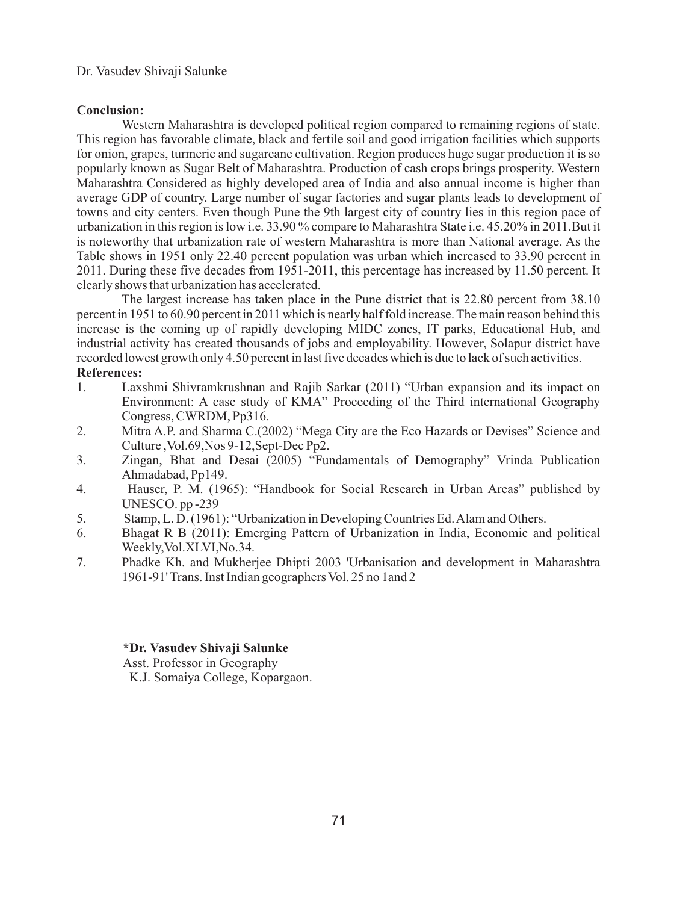**Conclusion:**

Western Maharashtra is developed political region compared to remaining regions of state. This region has favorable climate, black and fertile soil and good irrigation facilities which supports for onion, grapes, turmeric and sugarcane cultivation. Region produces huge sugar production it is so popularly known as Sugar Belt of Maharashtra. Production of cash crops brings prosperity. Western Maharashtra Considered as highly developed area of India and also annual income is higher than average GDP of country. Large number of sugar factories and sugar plants leads to development of towns and city centers. Even though Pune the 9th largest city of country lies in this region pace of urbanization in this region is low i.e. 33.90 % compare to Maharashtra State i.e. 45.20% in 2011.But it is noteworthy that urbanization rate of western Maharashtra is more than National average. As the Table shows in 1951 only 22.40 percent population was urban which increased to 33.90 percent in 2011. During these five decades from 1951-2011, this percentage has increased by 11.50 percent. It clearly shows that urbanization has accelerated.

The largest increase has taken place in the Pune district that is 22.80 percent from 38.10 percent in 1951 to 60.90 percent in 2011 which is nearly half fold increase. The main reason behind this increase is the coming up of rapidly developing MIDC zones, IT parks, Educational Hub, and industrial activity has created thousands of jobs and employability. However, Solapur district have recorded lowest growth only 4.50 percent in last five decades which is due to lack of such activities.

**References:**

1. Laxshmi Shivramkrushnan and Rajib Sarkar (2011) “Urban expansion and its impact on Environment: A case study of KMA” Proceeding of the Third international Geography Congress, CWRDM, Pp316.
2. Mitra A.P. and Sharma C.(2002) “Mega City are the Eco Hazards or Devises” Science and Culture ,Vol.69,Nos 9-12,Sept-Dec Pp2.
3. Zingan, Bhat and Desai (2005) “Fundamentals of Demography” Vrinda Publication Ahmadabad, Pp149.
4. Hauser, P. M. (1965): “Handbook for Social Research in Urban Areas” published by UNESCO. pp -239
5. Stamp, L. D. (1961): “Urbanization in Developing Countries Ed. Alam and Others.
6. Bhagat R B (2011): Emerging Pattern of Urbanization in India, Economic and political Weekly,Vol.XLVI,No.34.
7. Phadke Kh. and Mukherjee Dhipti 2003 'Urbanisation and development in Maharashtra 1961-91' Trans. Inst Indian geographers Vol. 25 no 1and 2

**\*Dr. Vasudev Shivaji Salunke**
Asst. Professor in Geography
K.J. Somaiya College, Kopargaon.